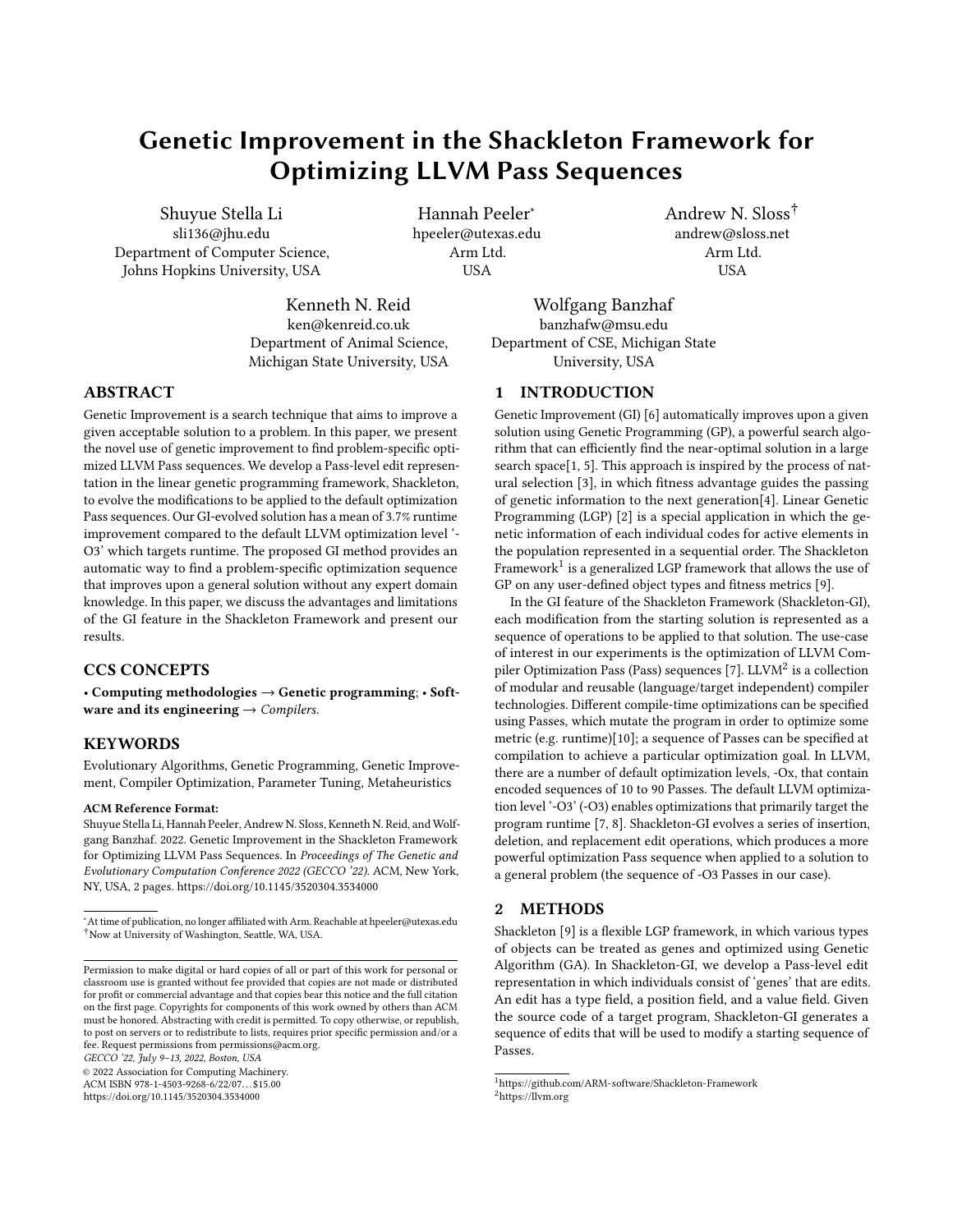# Genetic Improvement in the Shackleton Framework for Optimizing LLVM Pass Sequences

Shuyue Stella Li
sli136@jhu.edu
Department of Computer Science, Johns Hopkins University, USA

Hannah Peeler*
hpeeler@utexas.edu
Arm Ltd.
USA

Andrew N. Sloss†
andrew@sloss.net
Arm Ltd.
USA

Kenneth N. Reid
ken@kenreid.co.uk
Department of Animal Science, Michigan State University, USA

Wolfgang Banzhaf
banzhafw@msu.edu
Department of CSE, Michigan State University, USA

## ABSTRACT

Genetic Improvement is a search technique that aims to improve a given acceptable solution to a problem. In this paper, we present the novel use of genetic improvement to find problem-specific optimized LLVM Pass sequences. We develop a Pass-level edit representation in the linear genetic programming framework, Shackleton, to evolve the modifications to be applied to the default optimization Pass sequences. Our GI-evolved solution has a mean of 3.7% runtime improvement compared to the default LLVM optimization level '-O3' which targets runtime. The proposed GI method provides an automatic way to find a problem-specific optimization sequence that improves upon a general solution without any expert domain knowledge. In this paper, we discuss the advantages and limitations of the GI feature in the Shackleton Framework and present our results.

## CCS CONCEPTS

• **Computing methodologies → Genetic programming**; • **Software and its engineering →** *Compilers.*

## KEYWORDS

Evolutionary Algorithms, Genetic Programming, Genetic Improvement, Compiler Optimization, Parameter Tuning, Metaheuristics

**ACM Reference Format:**
Shuyue Stella Li, Hannah Peeler, Andrew N. Sloss, Kenneth N. Reid, and Wolfgang Banzhaf. 2022. Genetic Improvement in the Shackleton Framework for Optimizing LLVM Pass Sequences. In *Proceedings of The Genetic and Evolutionary Computation Conference 2022 (GECCO '22).* ACM, New York, NY, USA, 2 pages. https://doi.org/10.1145/3520304.3534000

*At time of publication, no longer affiliated with Arm. Reachable at hpeeler@utexas.edu
†Now at University of Washington, Seattle, WA, USA.

Permission to make digital or hard copies of all or part of this work for personal or classroom use is granted without fee provided that copies are not made or distributed for profit or commercial advantage and that copies bear this notice and the full citation on the first page. Copyrights for components of this work owned by others than ACM must be honored. Abstracting with credit is permitted. To copy otherwise, or republish, to post on servers or to redistribute to lists, requires prior specific permission and/or a fee. Request permissions from permissions@acm.org.
*GECCO '22, July 9–13, 2022, Boston, USA*
© 2022 Association for Computing Machinery.
ACM ISBN 978-1-4503-9268-6/22/07…$15.00
https://doi.org/10.1145/3520304.3534000

## 1 INTRODUCTION

Genetic Improvement (GI) [6] automatically improves upon a given solution using Genetic Programming (GP), a powerful search algorithm that can efficiently find the near-optimal solution in a large search space[1, 5]. This approach is inspired by the process of natural selection [3], in which fitness advantage guides the passing of genetic information to the next generation[4]. Linear Genetic Programming (LGP) [2] is a special application in which the genetic information of each individual codes for active elements in the population represented in a sequential order. The Shackleton Framework[1] is a generalized LGP framework that allows the use of GP on any user-defined object types and fitness metrics [9].

In the GI feature of the Shackleton Framework (Shackleton-GI), each modification from the starting solution is represented as a sequence of operations to be applied to that solution. The use-case of interest in our experiments is the optimization of LLVM Compiler Optimization Pass (Pass) sequences [7]. LLVM[2] is a collection of modular and reusable (language/target independent) compiler technologies. Different compile-time optimizations can be specified using Passes, which mutate the program in order to optimize some metric (e.g. runtime)[10]; a sequence of Passes can be specified at compilation to achieve a particular optimization goal. In LLVM, there are a number of default optimization levels, -Ox, that contain encoded sequences of 10 to 90 Passes. The default LLVM optimization level '-O3' (-O3) enables optimizations that primarily target the program runtime [7, 8]. Shackleton-GI evolves a series of insertion, deletion, and replacement edit operations, which produces a more powerful optimization Pass sequence when applied to a solution to a general problem (the sequence of -O3 Passes in our case).

## 2 METHODS

Shackleton [9] is a flexible LGP framework, in which various types of objects can be treated as genes and optimized using Genetic Algorithm (GA). In Shackleton-GI, we develop a Pass-level edit representation in which individuals consist of 'genes' that are edits. An edit has a type field, a position field, and a value field. Given the source code of a target program, Shackleton-GI generates a sequence of edits that will be used to modify a starting sequence of Passes.

[1] https://github.com/ARM-software/Shackleton-Framework
[2] https://llvm.org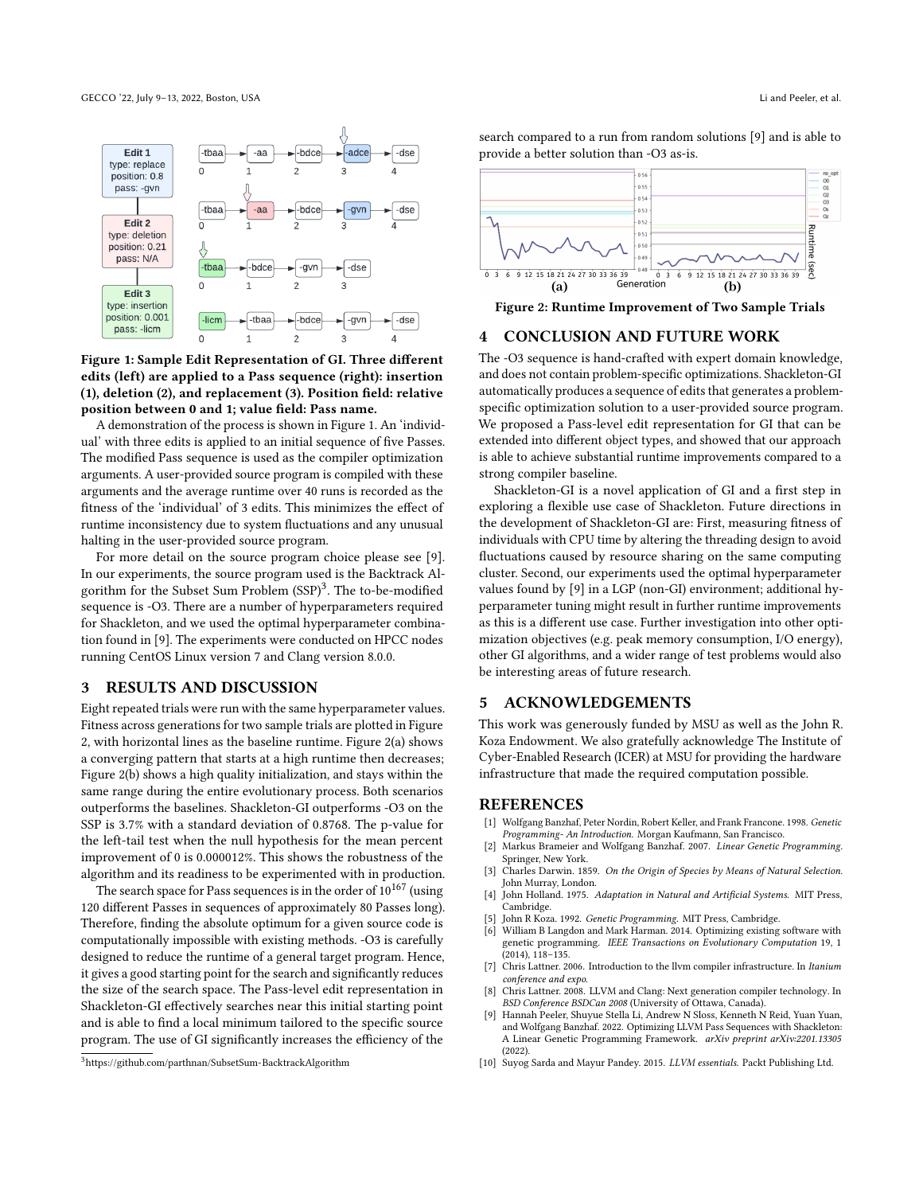Edit 1
type: replace
position: 0.8
pass: -gvn

Edit 2
type: deletion
position: 0.21
pass: N/A

Edit 3
type: insertion
position: 0.001
pass: -licm

-tbaa -aa -bdce -adce -dse
0 1 2 3 4

-tbaa -aa -bdce -gvn -dse
0 1 2 3 4

-tbaa -bdce -gvn -dse
0 1 2 3

-licm -tbaa -bdce -gvn -dse
0 1 2 3 4

**Figure 1: Sample Edit Representation of GI. Three different edits (left) are applied to a Pass sequence (right): insertion (1), deletion (2), and replacement (3). Position field: relative position between 0 and 1; value field: Pass name.**

A demonstration of the process is shown in Figure 1. An 'individual' with three edits is applied to an initial sequence of five Passes. The modified Pass sequence is used as the compiler optimization arguments. A user-provided source program is compiled with these arguments and the average runtime over 40 runs is recorded as the fitness of the 'individual' of 3 edits. This minimizes the effect of runtime inconsistency due to system fluctuations and any unusual halting in the user-provided source program.

For more detail on the source program choice please see [9]. In our experiments, the source program used is the Backtrack Algorithm for the Subset Sum Problem (SSP)[3]. The to-be-modified sequence is -O3. There are a number of hyperparameters required for Shackleton, and we used the optimal hyperparameter combination found in [9]. The experiments were conducted on HPCC nodes running CentOS Linux version 7 and Clang version 8.0.0.

## 3 RESULTS AND DISCUSSION

Eight repeated trials were run with the same hyperparameter values. Fitness across generations for two sample trials are plotted in Figure 2, with horizontal lines as the baseline runtime. Figure 2(a) shows a converging pattern that starts at a high runtime then decreases; Figure 2(b) shows a high quality initialization, and stays within the same range during the entire evolutionary process. Both scenarios outperforms the baselines. Shackleton-GI outperforms -O3 on the SSP is 3.7% with a standard deviation of 0.8768. The p-value for the left-tail test when the null hypothesis for the mean percent improvement of 0 is 0.000012%. This shows the robustness of the algorithm and its readiness to be experimented with in production.

The search space for Pass sequences is in the order of $10^{167}$ (using 120 different Passes in sequences of approximately 80 Passes long). Therefore, finding the absolute optimum for a given source code is computationally impossible with existing methods. -O3 is carefully designed to reduce the runtime of a general target program. Hence, it gives a good starting point for the search and significantly reduces the size of the search space. The Pass-level edit representation in Shackleton-GI effectively searches near this initial starting point and is able to find a local minimum tailored to the specific source program. The use of GI significantly increases the efficiency of the search compared to a run from random solutions [9] and is able to provide a better solution than -O3 as-is.

0 3 6 9 12 15 18 21 24 27 30 33 36 39 0 3 6 9 12 15 18 21 24 27 30 33 36 39
(a) Generation (b)
Runtime (sec)
0.56 0.55 0.54 0.53 0.52 0.51 0.50 0.49 0.48
no_opt O0 O1 O2 O3 Os Oz

**Figure 2: Runtime Improvement of Two Sample Trials**

## 4 CONCLUSION AND FUTURE WORK

The -O3 sequence is hand-crafted with expert domain knowledge, and does not contain problem-specific optimizations. Shackleton-GI automatically produces a sequence of edits that generates a problem-specific optimization solution to a user-provided source program. We proposed a Pass-level edit representation for GI that can be extended into different object types, and showed that our approach is able to achieve substantial runtime improvements compared to a strong compiler baseline.

Shackleton-GI is a novel application of GI and a first step in exploring a flexible use case of Shackleton. Future directions in the development of Shackleton-GI are: First, measuring fitness of individuals with CPU time by altering the threading design to avoid fluctuations caused by resource sharing on the same computing cluster. Second, our experiments used the optimal hyperparameter values found by [9] in a LGP (non-GI) environment; additional hyperparameter tuning might result in further runtime improvements as this is a different use case. Further investigation into other optimization objectives (e.g. peak memory consumption, I/O energy), other GI algorithms, and a wider range of test problems would also be interesting areas of future research.

## 5 ACKNOWLEDGEMENTS

This work was generously funded by MSU as well as the John R. Koza Endowment. We also gratefully acknowledge The Institute of Cyber-Enabled Research (ICER) at MSU for providing the hardware infrastructure that made the required computation possible.

## REFERENCES

[1] Wolfgang Banzhaf, Peter Nordin, Robert Keller, and Frank Francone. 1998. *Genetic Programming- An Introduction.* Morgan Kaufmann, San Francisco.
[2] Markus Brameier and Wolfgang Banzhaf. 2007. *Linear Genetic Programming.* Springer, New York.
[3] Charles Darwin. 1859. *On the Origin of Species by Means of Natural Selection.* John Murray, London.
[4] John Holland. 1975. *Adaptation in Natural and Artificial Systems.* MIT Press, Cambridge.
[5] John R Koza. 1992. *Genetic Programming.* MIT Press, Cambridge.
[6] William B Langdon and Mark Harman. 2014. Optimizing existing software with genetic programming. *IEEE Transactions on Evolutionary Computation* 19, 1 (2014), 118–135.
[7] Chris Lattner. 2006. Introduction to the llvm compiler infrastructure. In *Itanium conference and expo.*
[8] Chris Lattner. 2008. LLVM and Clang: Next generation compiler technology. In *BSD Conference BSDCan 2008* (University of Ottawa, Canada).
[9] Hannah Peeler, Shuyue Stella Li, Andrew N Sloss, Kenneth N Reid, Yuan Yuan, and Wolfgang Banzhaf. 2022. Optimizing LLVM Pass Sequences with Shackleton: A Linear Genetic Programming Framework. *arXiv preprint arXiv:2201.13305* (2022).
[10] Suyog Sarda and Mayur Pandey. 2015. *LLVM essentials.* Packt Publishing Ltd.

[3] https://github.com/parthnan/SubsetSum-BacktrackAlgorithm